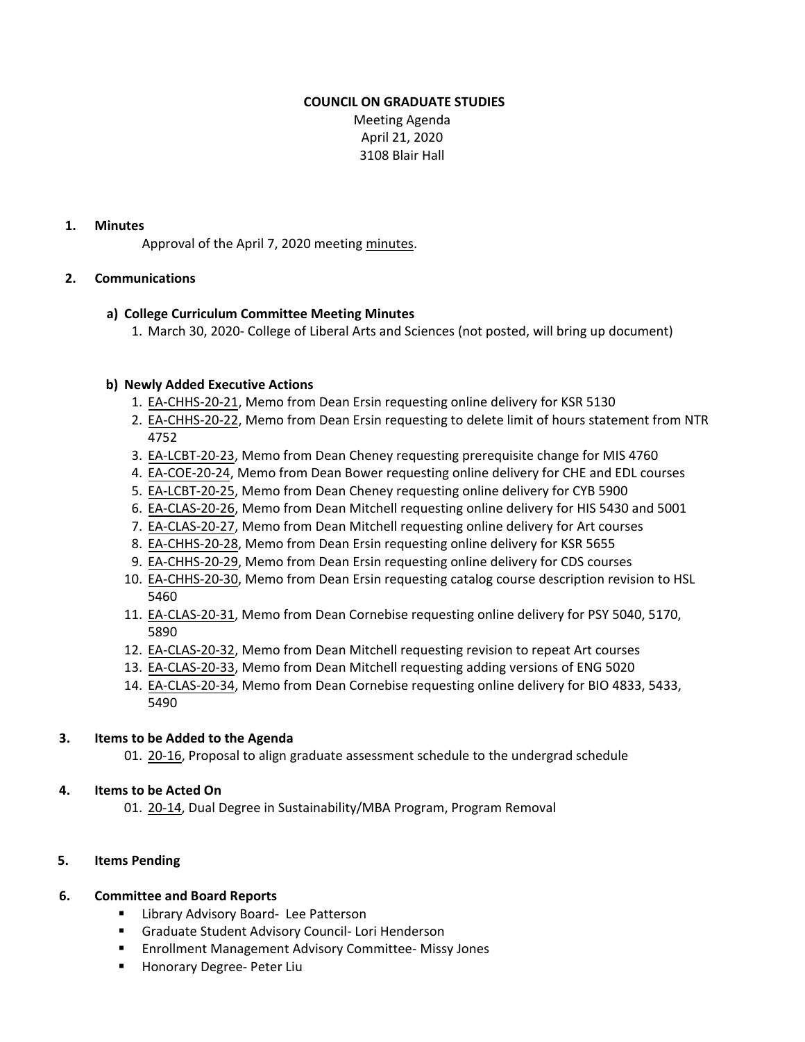**COUNCIL ON GRADUATE STUDIES**

Meeting Agenda
April 21, 2020
3108 Blair Hall

## 1. Minutes

Approval of the April 7, 2020 meeting minutes.

## 2. Communications

### a) College Curriculum Committee Meeting Minutes

1. March 30, 2020- College of Liberal Arts and Sciences (not posted, will bring up document)

### b) Newly Added Executive Actions

1. EA-CHHS-20-21, Memo from Dean Ersin requesting online delivery for KSR 5130
2. EA-CHHS-20-22, Memo from Dean Ersin requesting to delete limit of hours statement from NTR 4752
3. EA-LCBT-20-23, Memo from Dean Cheney requesting prerequisite change for MIS 4760
4. EA-COE-20-24, Memo from Dean Bower requesting online delivery for CHE and EDL courses
5. EA-LCBT-20-25, Memo from Dean Cheney requesting online delivery for CYB 5900
6. EA-CLAS-20-26, Memo from Dean Mitchell requesting online delivery for HIS 5430 and 5001
7. EA-CLAS-20-27, Memo from Dean Mitchell requesting online delivery for Art courses
8. EA-CHHS-20-28, Memo from Dean Ersin requesting online delivery for KSR 5655
9. EA-CHHS-20-29, Memo from Dean Ersin requesting online delivery for CDS courses
10. EA-CHHS-20-30, Memo from Dean Ersin requesting catalog course description revision to HSL 5460
11. EA-CLAS-20-31, Memo from Dean Cornebise requesting online delivery for PSY 5040, 5170, 5890
12. EA-CLAS-20-32, Memo from Dean Mitchell requesting revision to repeat Art courses
13. EA-CLAS-20-33, Memo from Dean Mitchell requesting adding versions of ENG 5020
14. EA-CLAS-20-34, Memo from Dean Cornebise requesting online delivery for BIO 4833, 5433, 5490

## 3. Items to be Added to the Agenda

01. 20-16, Proposal to align graduate assessment schedule to the undergrad schedule

## 4. Items to be Acted On

01. 20-14, Dual Degree in Sustainability/MBA Program, Program Removal

## 5. Items Pending

## 6. Committee and Board Reports

- Library Advisory Board- Lee Patterson
- Graduate Student Advisory Council- Lori Henderson
- Enrollment Management Advisory Committee- Missy Jones
- Honorary Degree- Peter Liu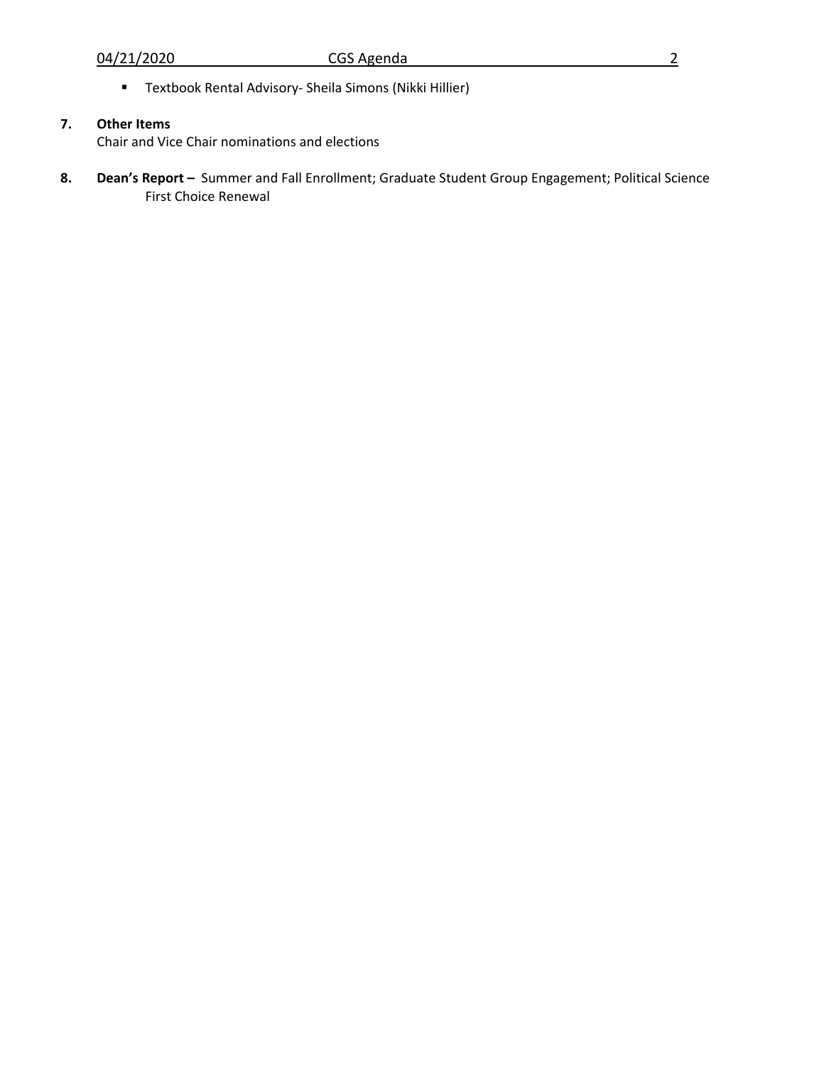- Textbook Rental Advisory- Sheila Simons (Nikki Hillier)

**7. Other Items**

Chair and Vice Chair nominations and elections

**8. Dean's Report –** Summer and Fall Enrollment; Graduate Student Group Engagement; Political Science First Choice Renewal